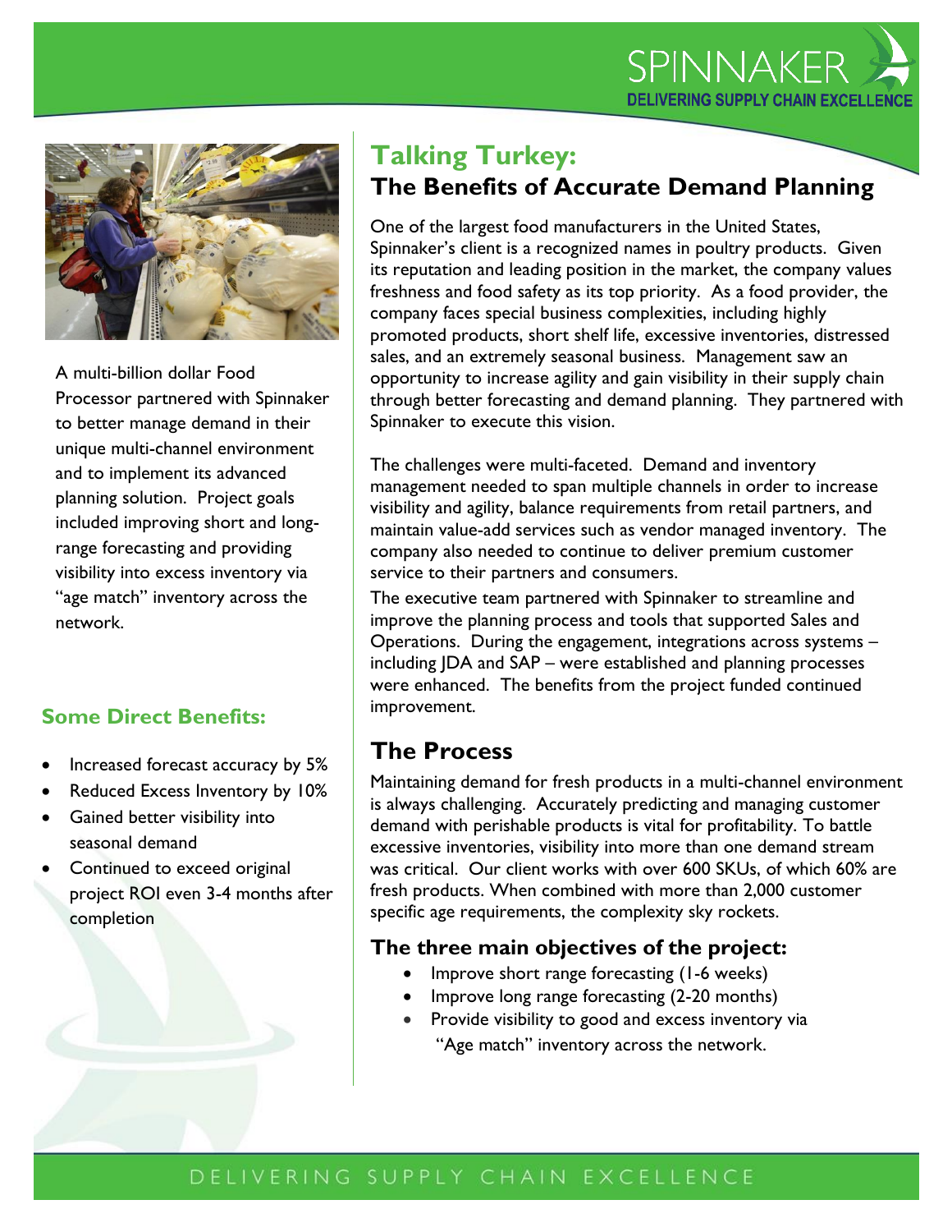SPINNAKER
DELIVERING SUPPLY CHAIN EXCELLENCE

# Talking Turkey:
## The Benefits of Accurate Demand Planning

A multi-billion dollar Food Processor partnered with Spinnaker to better manage demand in their unique multi-channel environment and to implement its advanced planning solution. Project goals included improving short and long-range forecasting and providing visibility into excess inventory via "age match" inventory across the network.

### Some Direct Benefits:

- Increased forecast accuracy by 5%
- Reduced Excess Inventory by 10%
- Gained better visibility into seasonal demand
- Continued to exceed original project ROI even 3-4 months after completion

One of the largest food manufacturers in the United States, Spinnaker's client is a recognized names in poultry products. Given its reputation and leading position in the market, the company values freshness and food safety as its top priority. As a food provider, the company faces special business complexities, including highly promoted products, short shelf life, excessive inventories, distressed sales, and an extremely seasonal business. Management saw an opportunity to increase agility and gain visibility in their supply chain through better forecasting and demand planning. They partnered with Spinnaker to execute this vision.

The challenges were multi-faceted. Demand and inventory management needed to span multiple channels in order to increase visibility and agility, balance requirements from retail partners, and maintain value-add services such as vendor managed inventory. The company also needed to continue to deliver premium customer service to their partners and consumers.

The executive team partnered with Spinnaker to streamline and improve the planning process and tools that supported Sales and Operations. During the engagement, integrations across systems – including JDA and SAP – were established and planning processes were enhanced. The benefits from the project funded continued improvement.

## The Process

Maintaining demand for fresh products in a multi-channel environment is always challenging. Accurately predicting and managing customer demand with perishable products is vital for profitability. To battle excessive inventories, visibility into more than one demand stream was critical. Our client works with over 600 SKUs, of which 60% are fresh products. When combined with more than 2,000 customer specific age requirements, the complexity sky rockets.

### The three main objectives of the project:

- Improve short range forecasting (1-6 weeks)
- Improve long range forecasting (2-20 months)
- Provide visibility to good and excess inventory via "Age match" inventory across the network.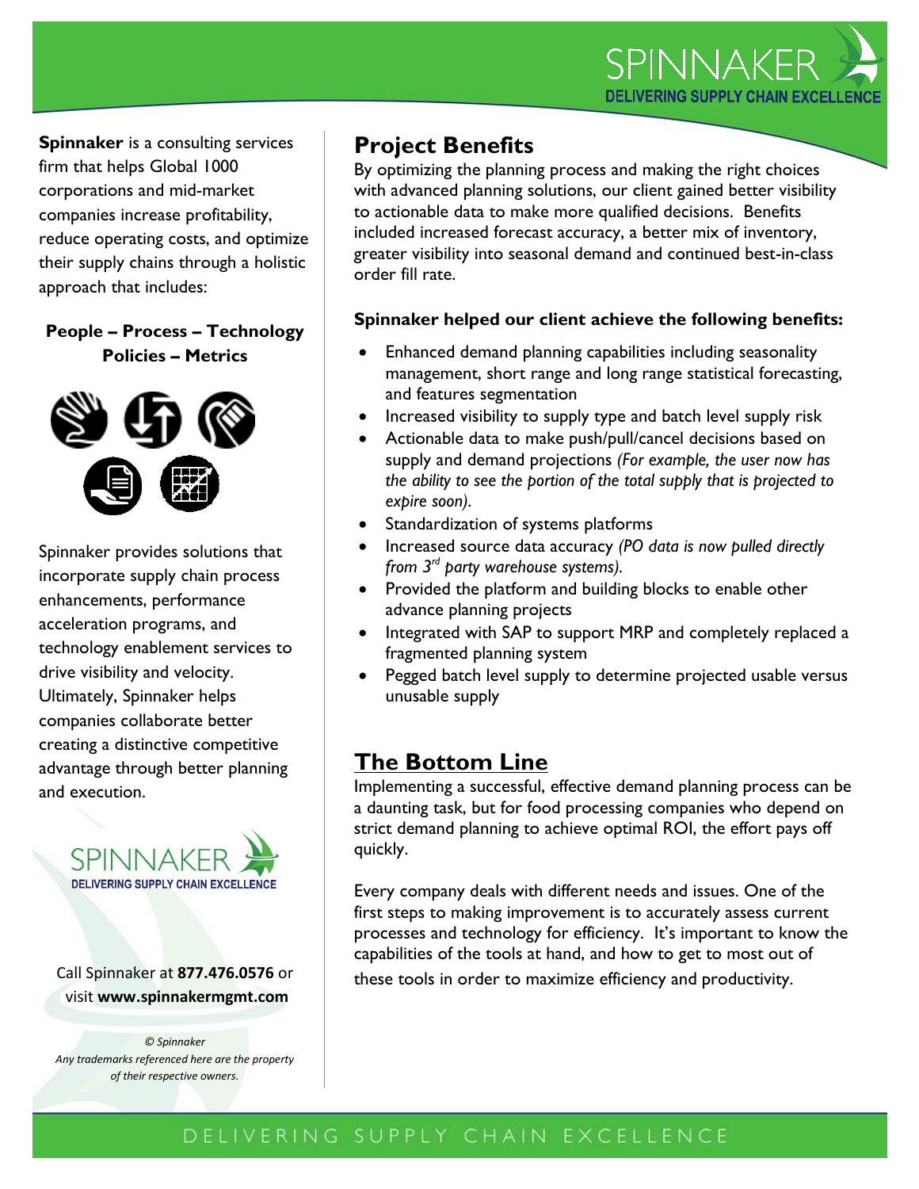**Spinnaker** is a consulting services firm that helps Global 1000 corporations and mid-market companies increase profitability, reduce operating costs, and optimize their supply chains through a holistic approach that includes:

**People – Process – Technology Policies – Metrics**

Spinnaker provides solutions that incorporate supply chain process enhancements, performance acceleration programs, and technology enablement services to drive visibility and velocity. Ultimately, Spinnaker helps companies collaborate better creating a distinctive competitive advantage through better planning and execution.

SPINNAKER
DELIVERING SUPPLY CHAIN EXCELLENCE

Call Spinnaker at **877.476.0576** or visit **www.spinnakermgmt.com**

*© Spinnaker*
*Any trademarks referenced here are the property of their respective owners.*

## Project Benefits

By optimizing the planning process and making the right choices with advanced planning solutions, our client gained better visibility to actionable data to make more qualified decisions. Benefits included increased forecast accuracy, a better mix of inventory, greater visibility into seasonal demand and continued best-in-class order fill rate.

**Spinnaker helped our client achieve the following benefits:**

- Enhanced demand planning capabilities including seasonality management, short range and long range statistical forecasting, and features segmentation
- Increased visibility to supply type and batch level supply risk
- Actionable data to make push/pull/cancel decisions based on supply and demand projections *(For example, the user now has the ability to see the portion of the total supply that is projected to expire soon).*
- Standardization of systems platforms
- Increased source data accuracy *(PO data is now pulled directly from 3rd party warehouse systems).*
- Provided the platform and building blocks to enable other advance planning projects
- Integrated with SAP to support MRP and completely replaced a fragmented planning system
- Pegged batch level supply to determine projected usable versus unusable supply

## The Bottom Line

Implementing a successful, effective demand planning process can be a daunting task, but for food processing companies who depend on strict demand planning to achieve optimal ROI, the effort pays off quickly.

Every company deals with different needs and issues. One of the first steps to making improvement is to accurately assess current processes and technology for efficiency. It's important to know the capabilities of the tools at hand, and how to get to most out of these tools in order to maximize efficiency and productivity.